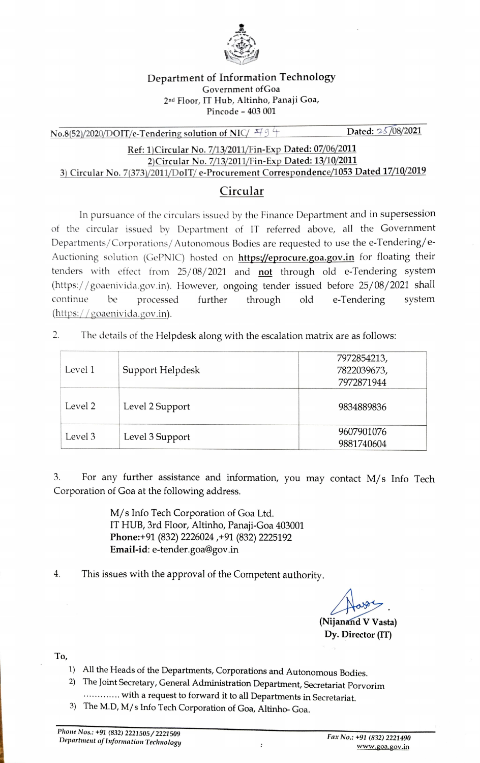**Department of Information Technology**
Government ofGoa
2nd Floor, IT Hub, Altinho, Panaji Goa,
Pincode – 403 001

No.8(52)/2020/DOIT/e-Tendering solution of NIC/ 494 Dated: 25/08/2021

Ref: 1)Circular No. 7/13/2011/Fin-Exp Dated: 07/06/2011
2)Circular No. 7/13/2011/Fin-Exp Dated: 13/10/2011
3) Circular No. 7(373)/2011/DoIT/ e-Procurement Correspondence/1053 Dated 17/10/2019

## Circular

In pursuance of the circulars issued by the Finance Department and in supersession of the circular issued by Department of IT referred above, all the Government Departments/Corporations/Autonomous Bodies are requested to use the e-Tendering/e-Auctioning solution (GePNIC) hosted on **https://eprocure.goa.gov.in** for floating their tenders with effect from 25/08/2021 and **not** through old e-Tendering system (https://goaenivida.gov.in). However, ongoing tender issued before 25/08/2021 shall continue be processed further through old e-Tendering system (https://goaenivida.gov.in).

2. The details of the Helpdesk along with the escalation matrix are as follows:

| Level 1 | Support Helpdesk | 7972854213, 7822039673, 7972871944 |
|---|---|---|
| Level 2 | Level 2 Support | 9834889836 |
| Level 3 | Level 3 Support | 9607901076 9881740604 |

3. For any further assistance and information, you may contact M/s Info Tech Corporation of Goa at the following address.

M/s Info Tech Corporation of Goa Ltd.
IT HUB, 3rd Floor, Altinho, Panaji-Goa 403001
**Phone:**+91 (832) 2226024 ,+91 (832) 2225192
**Email-id:** e-tender.goa@gov.in

4. This issues with the approval of the Competent authority.

(Nijanand V Vasta)
**Dy. Director (IT)**

To,

1) All the Heads of the Departments, Corporations and Autonomous Bodies.
2) The Joint Secretary, General Administration Department, Secretariat Porvorim ............ with a request to forward it to all Departments in Secretariat.
3) The M.D, M/s Info Tech Corporation of Goa, Altinho- Goa.

Phone Nos.: +91 (832) 2221505 / 2221509
Department of Information Technology

Fax No.: +91 (832) 2221490
www.goa.gov.in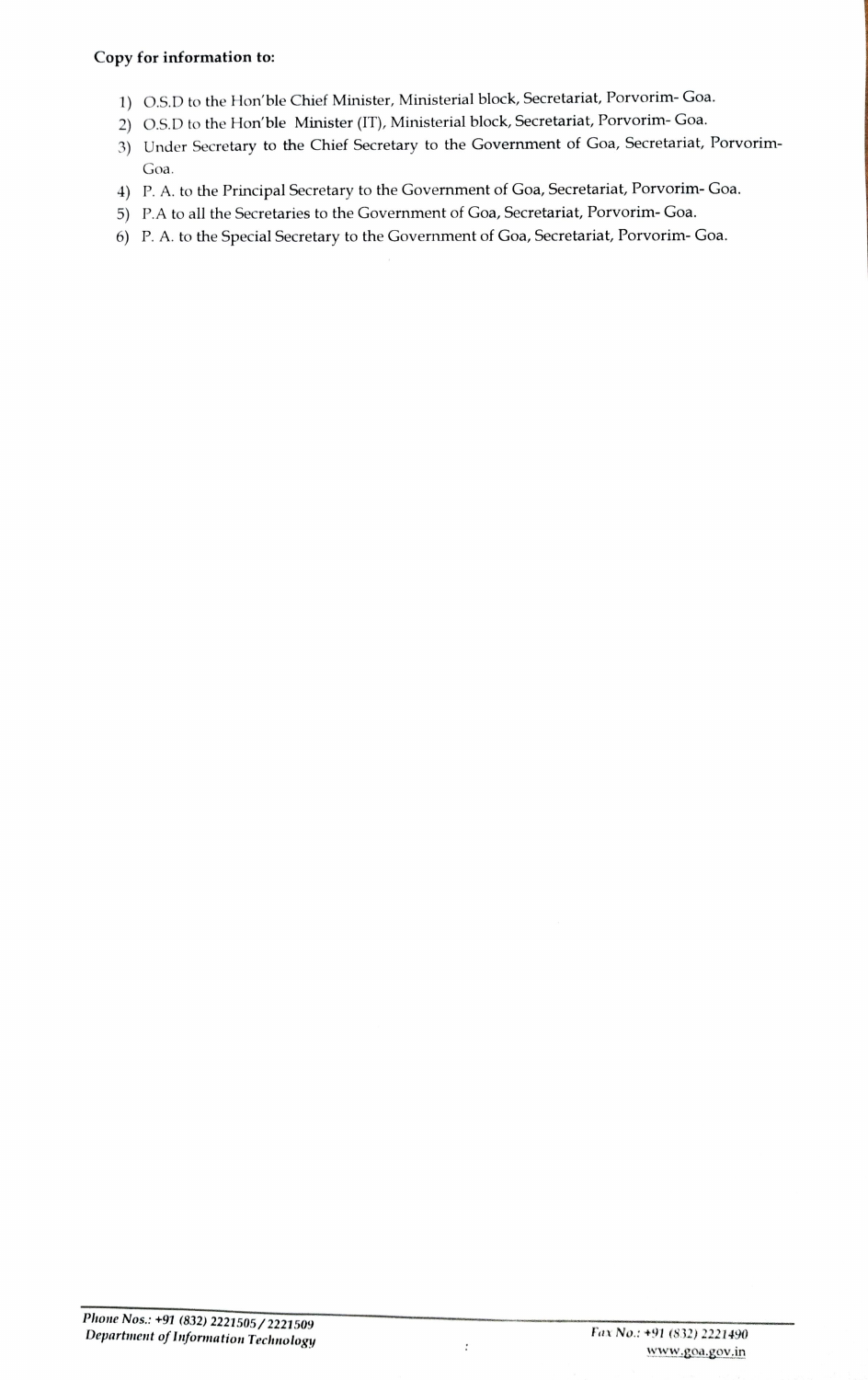**Copy for information to:**

1) O.S.D to the Hon'ble Chief Minister, Ministerial block, Secretariat, Porvorim- Goa.
2) O.S.D to the Hon'ble Minister (IT), Ministerial block, Secretariat, Porvorim- Goa.
3) Under Secretary to the Chief Secretary to the Government of Goa, Secretariat, Porvorim- Goa.
4) P. A. to the Principal Secretary to the Government of Goa, Secretariat, Porvorim- Goa.
5) P.A to all the Secretaries to the Government of Goa, Secretariat, Porvorim- Goa.
6) P. A. to the Special Secretary to the Government of Goa, Secretariat, Porvorim- Goa.